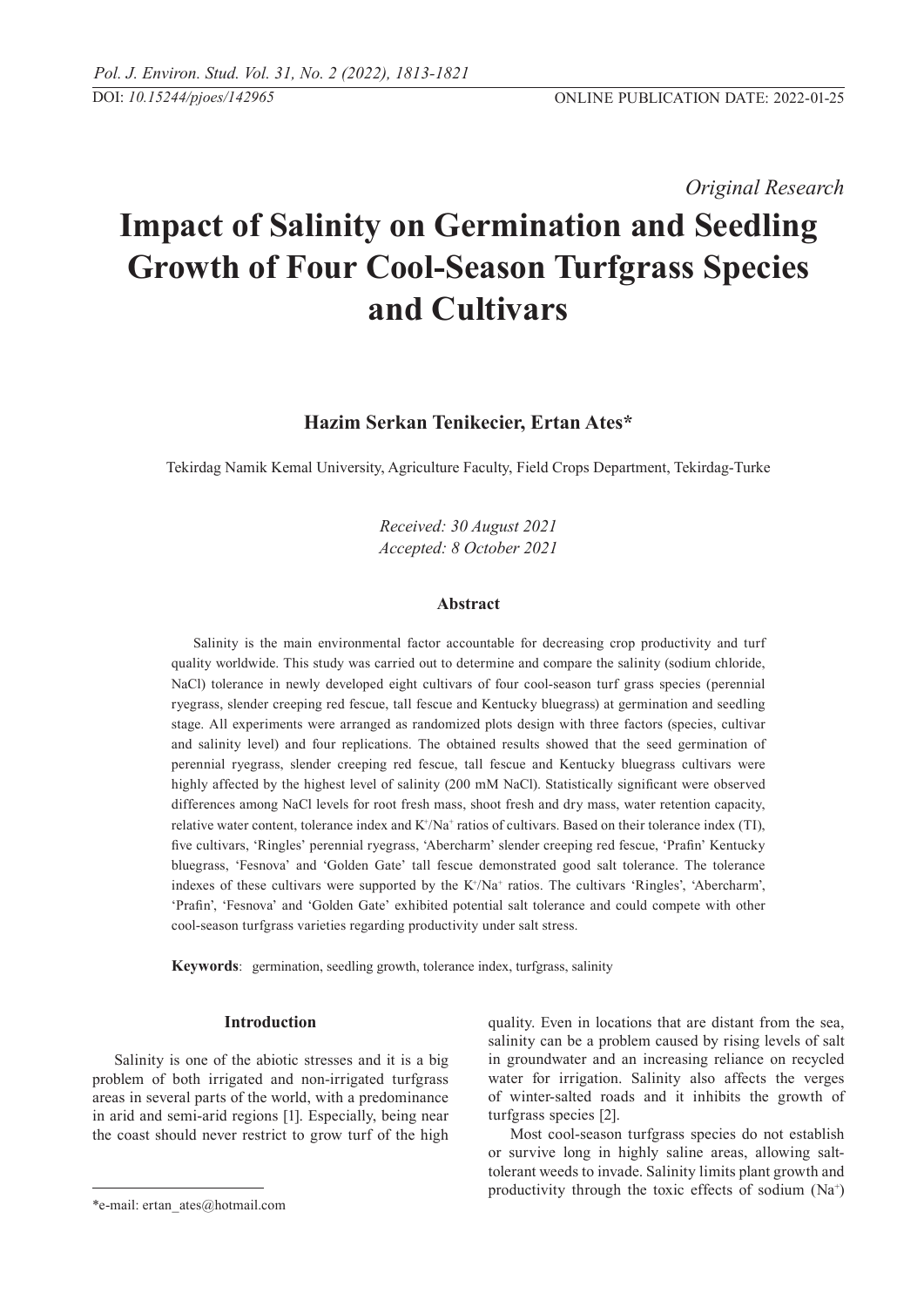*Original Research*

# Impact of Salinity on Germination and Seedling Growth of Four Cool-Season Turfgrass Species and Cultivars

**Hazim Serkan Tenikecier, Ertan Ates***

Tekirdag Namik Kemal University, Agriculture Faculty, Field Crops Department, Tekirdag-Turke

*Received: 30 August 2021*
*Accepted: 8 October 2021*

### Abstract

Salinity is the main environmental factor accountable for decreasing crop productivity and turf quality worldwide. This study was carried out to determine and compare the salinity (sodium chloride, NaCl) tolerance in newly developed eight cultivars of four cool-season turf grass species (perennial ryegrass, slender creeping red fescue, tall fescue and Kentucky bluegrass) at germination and seedling stage. All experiments were arranged as randomized plots design with three factors (species, cultivar and salinity level) and four replications. The obtained results showed that the seed germination of perennial ryegrass, slender creeping red fescue, tall fescue and Kentucky bluegrass cultivars were highly affected by the highest level of salinity (200 mM NaCl). Statistically significant were observed differences among NaCl levels for root fresh mass, shoot fresh and dry mass, water retention capacity, relative water content, tolerance index and $K^+/Na^+$ ratios of cultivars. Based on their tolerance index (TI), five cultivars, 'Ringles' perennial ryegrass, 'Abercharm' slender creeping red fescue, 'Prafin' Kentucky bluegrass, 'Fesnova' and 'Golden Gate' tall fescue demonstrated good salt tolerance. The tolerance indexes of these cultivars were supported by the $K^+/Na^+$ ratios. The cultivars 'Ringles', 'Abercharm', 'Prafin', 'Fesnova' and 'Golden Gate' exhibited potential salt tolerance and could compete with other cool-season turfgrass varieties regarding productivity under salt stress.

**Keywords**: germination, seedling growth, tolerance index, turfgrass, salinity

## Introduction

Salinity is one of the abiotic stresses and it is a big problem of both irrigated and non-irrigated turfgrass areas in several parts of the world, with a predominance in arid and semi-arid regions [1]. Especially, being near the coast should never restrict to grow turf of the high quality. Even in locations that are distant from the sea, salinity can be a problem caused by rising levels of salt in groundwater and an increasing reliance on recycled water for irrigation. Salinity also affects the verges of winter-salted roads and it inhibits the growth of turfgrass species [2].

Most cool-season turfgrass species do not establish or survive long in highly saline areas, allowing salt-tolerant weeds to invade. Salinity limits plant growth and productivity through the toxic effects of sodium ($Na^+$)

*e-mail: ertan_ates@hotmail.com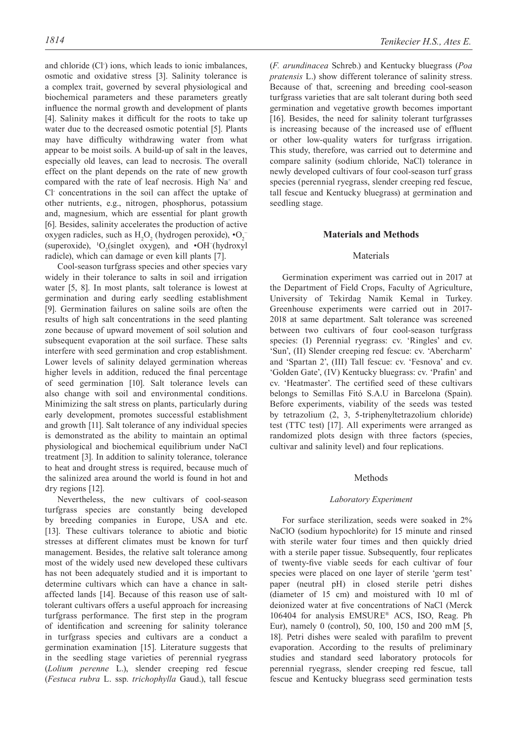and chloride ($Cl^-$) ions, which leads to ionic imbalances, osmotic and oxidative stress [3]. Salinity tolerance is a complex trait, governed by several physiological and biochemical parameters and these parameters greatly influence the normal growth and development of plants [4]. Salinity makes it difficult for the roots to take up water due to the decreased osmotic potential [5]. Plants may have difficulty withdrawing water from what appear to be moist soils. A build-up of salt in the leaves, especially old leaves, can lead to necrosis. The overall effect on the plant depends on the rate of new growth compared with the rate of leaf necrosis. High $Na^+$ and $Cl^-$ concentrations in the soil can affect the uptake of other nutrients, e.g., nitrogen, phosphorus, potassium and, magnesium, which are essential for plant growth [6]. Besides, salinity accelerates the production of active oxygen radicles, such as $H_2O_2$ (hydrogen peroxide), $\bullet O_2^-$ (superoxide), $^1O_2$(singlet oxygen), and $\bullet OH^-$(hydroxyl radicle), which can damage or even kill plants [7].

Cool-season turfgrass species and other species vary widely in their tolerance to salts in soil and irrigation water [5, 8]. In most plants, salt tolerance is lowest at germination and during early seedling establishment [9]. Germination failures on saline soils are often the results of high salt concentrations in the seed planting zone because of upward movement of soil solution and subsequent evaporation at the soil surface. These salts interfere with seed germination and crop establishment. Lower levels of salinity delayed germination whereas higher levels in addition, reduced the final percentage of seed germination [10]. Salt tolerance levels can also change with soil and environmental conditions. Minimizing the salt stress on plants, particularly during early development, promotes successful establishment and growth [11]. Salt tolerance of any individual species is demonstrated as the ability to maintain an optimal physiological and biochemical equilibrium under NaCl treatment [3]. In addition to salinity tolerance, tolerance to heat and drought stress is required, because much of the salinized area around the world is found in hot and dry regions [12].

Nevertheless, the new cultivars of cool-season turfgrass species are constantly being developed by breeding companies in Europe, USA and etc. [13]. These cultivars tolerance to abiotic and biotic stresses at different climates must be known for turf management. Besides, the relative salt tolerance among most of the widely used new developed these cultivars has not been adequately studied and it is important to determine cultivars which can have a chance in salt-affected lands [14]. Because of this reason use of salt-tolerant cultivars offers a useful approach for increasing turfgrass performance. The first step in the program of identification and screening for salinity tolerance in turfgrass species and cultivars are a conduct a germination examination [15]. Literature suggests that in the seedling stage varieties of perennial ryegrass (*Lolium perenne* L.), slender creeping red fescue (*Festuca rubra* L. ssp. *trichophylla* Gaud.), tall fescue (*F. arundinacea* Schreb.) and Kentucky bluegrass (*Poa pratensis* L.) show different tolerance of salinity stress. Because of that, screening and breeding cool-season turfgrass varieties that are salt tolerant during both seed germination and vegetative growth becomes important [16]. Besides, the need for salinity tolerant turfgrasses is increasing because of the increased use of effluent or other low-quality waters for turfgrass irrigation. This study, therefore, was carried out to determine and compare salinity (sodium chloride, NaCl) tolerance in newly developed cultivars of four cool-season turf grass species (perennial ryegrass, slender creeping red fescue, tall fescue and Kentucky bluegrass) at germination and seedling stage.

## Materials and Methods

### Materials

Germination experiment was carried out in 2017 at the Department of Field Crops, Faculty of Agriculture, University of Tekirdag Namik Kemal in Turkey. Greenhouse experiments were carried out in 2017-2018 at same department. Salt tolerance was screened between two cultivars of four cool-season turfgrass species: (I) Perennial ryegrass: cv. 'Ringles' and cv. 'Sun', (II) Slender creeping red fescue: cv. 'Abercharm' and 'Spartan 2', (III) Tall fescue: cv. 'Fesnova' and cv. 'Golden Gate', (IV) Kentucky bluegrass: cv. 'Prafin' and cv. 'Heatmaster'. The certified seed of these cultivars belongs to Semillas Fitó S.A.U in Barcelona (Spain). Before experiments, viability of the seeds was tested by tetrazolium (2, 3, 5-triphenyltetrazolium chloride) test (TTC test) [17]. All experiments were arranged as randomized plots design with three factors (species, cultivar and salinity level) and four replications.

### Methods

#### *Laboratory Experiment*

For surface sterilization, seeds were soaked in 2% NaClO (sodium hypochlorite) for 15 minute and rinsed with sterile water four times and then quickly dried with a sterile paper tissue. Subsequently, four replicates of twenty-five viable seeds for each cultivar of four species were placed on one layer of sterile 'germ test' paper (neutral pH) in closed sterile petri dishes (diameter of 15 cm) and moistured with 10 ml of deionized water at five concentrations of NaCl (Merck 106404 for analysis EMSURE® ACS, ISO, Reag. Ph Eur), namely 0 (control), 50, 100, 150 and 200 mM [5, 18]. Petri dishes were sealed with parafilm to prevent evaporation. According to the results of preliminary studies and standard seed laboratory protocols for perennial ryegrass, slender creeping red fescue, tall fescue and Kentucky bluegrass seed germination tests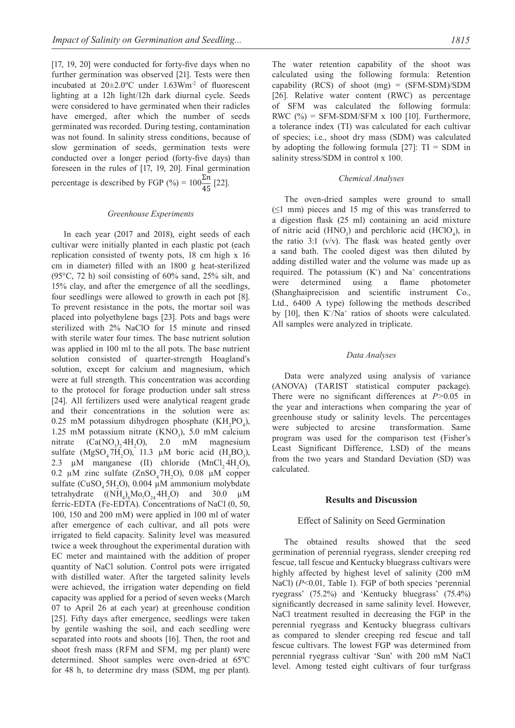[17, 19, 20] were conducted for forty-five days when no further germination was observed [21]. Tests were then incubated at 20±2.0ºC under 1.63Wm$^{-2}$ of fluorescent lighting at a 12h light/12h dark diurnal cycle. Seeds were considered to have germinated when their radicles have emerged, after which the number of seeds germinated was recorded. During testing, contamination was not found. In salinity stress conditions, because of slow germination of seeds, germination tests were conducted over a longer period (forty-five days) than foreseen in the rules of [17, 19, 20]. Final germination percentage is described by FGP (%) = $100\frac{\Sigma n}{45}$ [22].

### Greenhouse Experiments

In each year (2017 and 2018), eight seeds of each cultivar were initially planted in each plastic pot (each replication consisted of twenty pots, 18 cm high x 16 cm in diameter) filled with an 1800 g heat-sterilized (95°C, 72 h) soil consisting of 60% sand, 25% silt, and 15% clay, and after the emergence of all the seedlings, four seedlings were allowed to growth in each pot [8]. To prevent resistance in the pots, the mortar soil was placed into polyethylene bags [23]. Pots and bags were sterilized with 2% NaClO for 15 minute and rinsed with sterile water four times. The base nutrient solution was applied in 100 ml to the all pots. The base nutrient solution consisted of quarter-strength Hoagland's solution, except for calcium and magnesium, which were at full strength. This concentration was according to the protocol for forage production under salt stress [24]. All fertilizers used were analytical reagent grade and their concentrations in the solution were as: 0.25 mM potassium dihydrogen phosphate ($KH_2PO_4$), 1.25 mM potassium nitrate ($KNO_3$), 5.0 mM calcium nitrate ($Ca(NO_3)_2 \cdot 4H_2O$), 2.0 mM magnesium sulfate ($MgSO_4 \cdot 7H_2O$), 11.3 µM boric acid ($H_3BO_3$), 2.3 µM manganese (II) chloride ($MnCl_2 \cdot 4H_2O$), 0.2 µM zinc sulfate ($ZnSO_4 \cdot 7H_2O$), 0.08 µM copper sulfate ($CuSO_4 \cdot 5H_2O$), 0.004 µM ammonium molybdate tetrahydrate ($(NH_4)_6Mo_7O_{24} \cdot 4H_2O$) and 30.0 µM ferric-EDTA (Fe-EDTA). Concentrations of NaCl (0, 50, 100, 150 and 200 mM) were applied in 100 ml of water after emergence of each cultivar, and all pots were irrigated to field capacity. Salinity level was measured twice a week throughout the experimental duration with EC meter and maintained with the addition of proper quantity of NaCl solution. Control pots were irrigated with distilled water. After the targeted salinity levels were achieved, the irrigation water depending on field capacity was applied for a period of seven weeks (March 07 to April 26 at each year) at greenhouse condition [25]. Fifty days after emergence, seedlings were taken by gentile washing the soil, and each seedling were separated into roots and shoots [16]. Then, the root and shoot fresh mass (RFM and SFM, mg per plant) were determined. Shoot samples were oven-dried at 65ºC for 48 h, to determine dry mass (SDM, mg per plant). The water retention capability of the shoot was calculated using the following formula: Retention capability (RCS) of shoot (mg) = (SFM-SDM)/SDM [26]. Relative water content (RWC) as percentage of SFM was calculated the following formula: RWC (%) = SFM-SDM/SFM x 100 [10]. Furthermore, a tolerance index (TI) was calculated for each cultivar of species; i.e., shoot dry mass (SDM) was calculated by adopting the following formula [27]: TI = SDM in salinity stress/SDM in control x 100.

### Chemical Analyses

The oven-dried samples were ground to small (≤1 mm) pieces and 15 mg of this was transferred to a digestion flask (25 ml) containing an acid mixture of nitric acid ($HNO_3$) and perchloric acid ($HClO_4$), in the ratio 3:1 (v/v). The flask was heated gently over a sand bath. The cooled digest was then diluted by adding distilled water and the volume was made up as required. The potassium ($K^+$) and $Na^+$ concentrations were determined using a flame photometer (Shanghaiprecision and scientific instrument Co., Ltd., 6400 A type) following the methods described by [10], then $K^+/Na^+$ ratios of shoots were calculated. All samples were analyzed in triplicate.

### Data Analyses

Data were analyzed using analysis of variance (ANOVA) (TARIST statistical computer package). There were no significant differences at $P>0.05$ in the year and interactions when comparing the year of greenhouse study or salinity levels. The percentages were subjected to arcsine transformation. Same program was used for the comparison test (Fisher's Least Significant Difference, LSD) of the means from the two years and Standard Deviation (SD) was calculated.

## Results and Discussion

### Effect of Salinity on Seed Germination

The obtained results showed that the seed germination of perennial ryegrass, slender creeping red fescue, tall fescue and Kentucky bluegrass cultivars were highly affected by highest level of salinity (200 mM NaCl) ($P<0.01$, Table 1). FGP of both species 'perennial ryegrass' (75.2%) and 'Kentucky bluegrass' (75.4%) significantly decreased in same salinity level. However, NaCl treatment resulted in decreasing the FGP in the perennial ryegrass and Kentucky bluegrass cultivars as compared to slender creeping red fescue and tall fescue cultivars. The lowest FGP was determined from perennial ryegrass cultivar 'Sun' with 200 mM NaCl level. Among tested eight cultivars of four turfgrass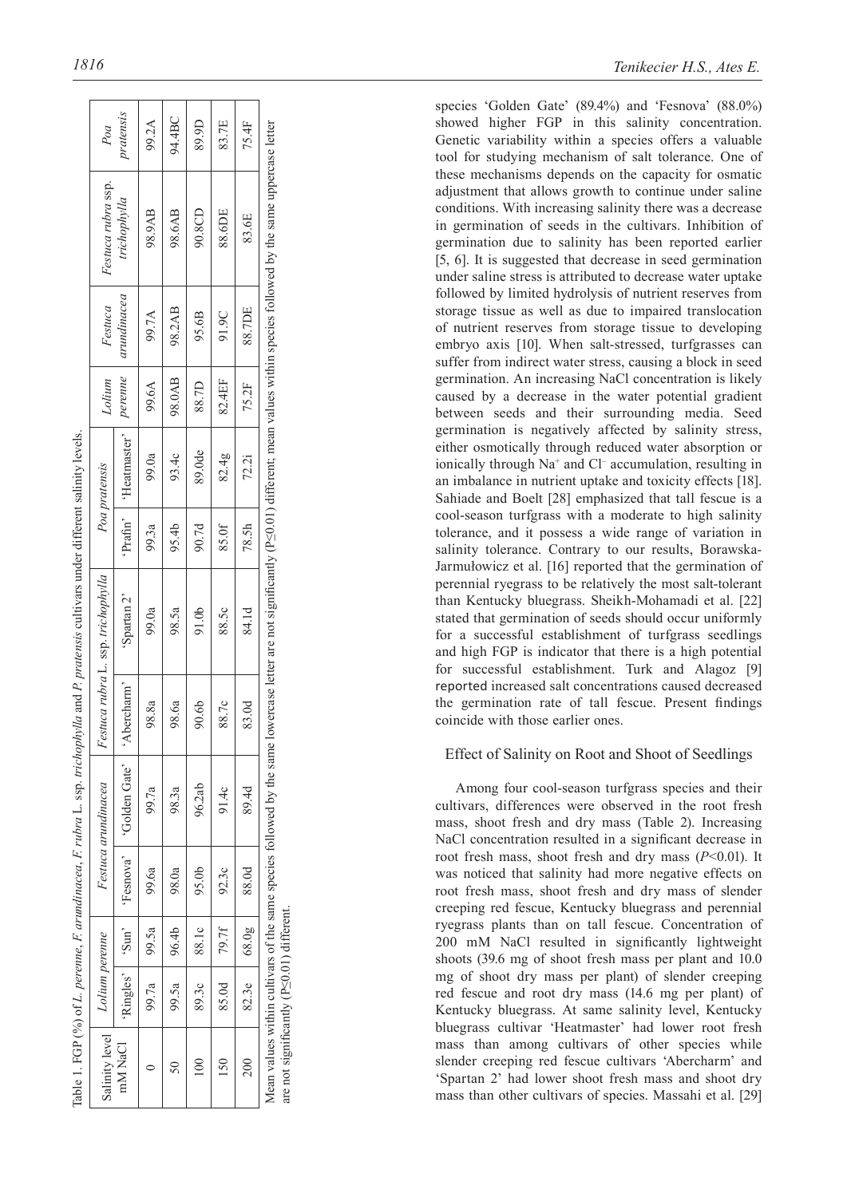Table 1. FGP (%) of *L. perenne*, *F. arundinacea*, *F. rubra* L. ssp. *trichophylla* and *P. pratensis* cultivars under different salinity levels.

| Salinity level mM NaCl | *Lolium perenne* | | *Festuca arundinacea* | | *Festuca rubra* L. ssp. *trichophylla* | | *Poa pratensis* | | *Lolium perenne* | *Festuca arundinacea* | *Festuca rubra* ssp. *trichophylla* | *Poa pratensis* |
|---|---|---|---|---|---|---|---|---|---|---|---|---|
| | 'Ringles' | 'Sun' | 'Fesnova' | 'Golden Gate' | 'Abercharm' | 'Spartan 2' | 'Prafin' | 'Heatmaster' | | | | |
| 0 | 99.7a | 99.5a | 99.6a | 99.7a | 98.8a | 99.0a | 99.3a | 99.0a | 99.6A | 99.7A | 98.9AB | 99.2A |
| 50 | 99.5a | 96.4b | 98.0a | 98.3a | 98.6a | 98.5a | 95.4b | 93.4c | 98.0AB | 98.2AB | 98.6AB | 94.4BC |
| 100 | 89.3c | 88.1c | 95.0b | 96.2ab | 90.6b | 91.0b | 90.7d | 89.0de | 88.7D | 95.6B | 90.8CD | 89.9D |
| 150 | 85.0d | 79.7f | 92.3c | 91.4c | 88.7c | 88.5c | 85.0f | 82.4g | 82.4EF | 91.9C | 88.6DE | 83.7E |
| 200 | 82.3e | 68.0g | 88.0d | 89.4d | 83.0d | 84.1d | 78.5h | 72.2i | 75.2F | 88.7DE | 83.6E | 75.4F |

Mean values within cultivars of the same species followed by the same lowercase letter are not significantly (P≤0.01) different; mean values within species followed by the same uppercase letter are not significantly (P≤0.01) different.

species 'Golden Gate' (89.4%) and 'Fesnova' (88.0%) showed higher FGP in this salinity concentration. Genetic variability within a species offers a valuable tool for studying mechanism of salt tolerance. One of these mechanisms depends on the capacity for osmatic adjustment that allows growth to continue under saline conditions. With increasing salinity there was a decrease in germination of seeds in the cultivars. Inhibition of germination due to salinity has been reported earlier [5, 6]. It is suggested that decrease in seed germination under saline stress is attributed to decrease water uptake followed by limited hydrolysis of nutrient reserves from storage tissue as well as due to impaired translocation of nutrient reserves from storage tissue to developing embryo axis [10]. When salt-stressed, turfgrasses can suffer from indirect water stress, causing a block in seed germination. An increasing NaCl concentration is likely caused by a decrease in the water potential gradient between seeds and their surrounding media. Seed germination is negatively affected by salinity stress, either osmotically through reduced water absorption or ionically through $Na^+$ and $Cl^-$ accumulation, resulting in an imbalance in nutrient uptake and toxicity effects [18]. Sahiade and Boelt [28] emphasized that tall fescue is a cool-season turfgrass with a moderate to high salinity tolerance, and it possess a wide range of variation in salinity tolerance. Contrary to our results, Borawska-Jarmułowicz et al. [16] reported that the germination of perennial ryegrass to be relatively the most salt-tolerant than Kentucky bluegrass. Sheikh-Mohamadi et al. [22] stated that germination of seeds should occur uniformly for a successful establishment of turfgrass seedlings and high FGP is indicator that there is a high potential for successful establishment. Turk and Alagoz [9] reported increased salt concentrations caused decreased the germination rate of tall fescue. Present findings coincide with those earlier ones.

## Effect of Salinity on Root and Shoot of Seedlings

Among four cool-season turfgrass species and their cultivars, differences were observed in the root fresh mass, shoot fresh and dry mass (Table 2). Increasing NaCl concentration resulted in a significant decrease in root fresh mass, shoot fresh and dry mass ($P<0.01$). It was noticed that salinity had more negative effects on root fresh mass, shoot fresh and dry mass of slender creeping red fescue, Kentucky bluegrass and perennial ryegrass plants than on tall fescue. Concentration of 200 mM NaCl resulted in significantly lightweight shoots (39.6 mg of shoot fresh mass per plant and 10.0 mg of shoot dry mass per plant) of slender creeping red fescue and root dry mass (14.6 mg per plant) of Kentucky bluegrass. At same salinity level, Kentucky bluegrass cultivar 'Heatmaster' had lower root fresh mass than among cultivars of other species while slender creeping red fescue cultivars 'Abercharm' and 'Spartan 2' had lower shoot fresh mass and shoot dry mass than other cultivars of species. Massahi et al. [29]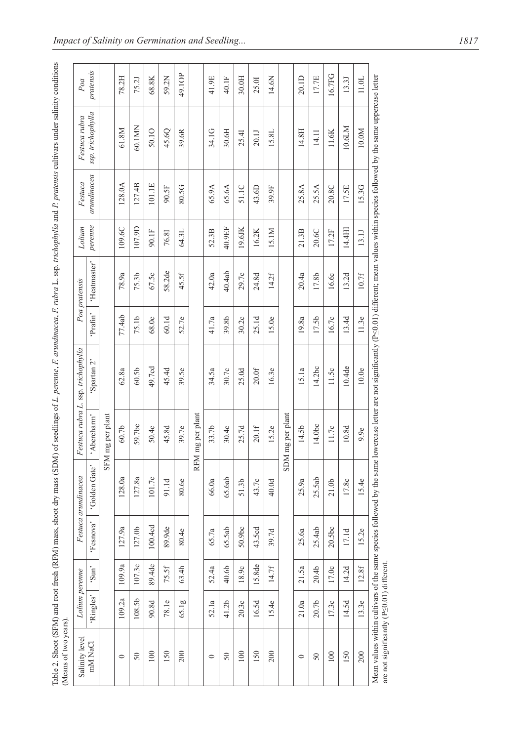Table 2. Shoot (SFM) and root fresh (RFM) mass, shoot dry mass (SDM) of seedlings of *L. perenne*, *F. arundinacea*, *F. rubra* L. ssp. *trichophylla* and *P. pratensis* cultivars under salinity conditions (Means of two years).

| Salinity level mM NaCl | *Lolium perenne* | | *Festuca arundinacea* | | *Festuca rubra* L. ssp. *trichophylla* | | *Poa pratensis* | | *Lolium perenne* | *Festuca arundinacea* | *Festuca rubra* ssp. *trichophylla* | *Poa pratensis* |
|---|---|---|---|---|---|---|---|---|---|---|---|---|
| | 'Ringles' | 'Sun' | 'Fesnova' | 'Golden Gate' | 'Abercharm' | 'Spartan 2' | 'Prafin' | 'Heatmaster' | | | | |
| | | | | | SFM mg per plant | | | | | | | |
| 0 | 109.2a | 109.9a | 127.9a | 128.0a | 60.7b | 62.8a | 77.4ab | 78.9a | 109.6C | 128.0A | 61.8M | 78.2H |
| 50 | 108.5b | 107.3c | 127.0b | 127.8a | 59.7bc | 60.5b | 75.1b | 75.3b | 107.9D | 127.4B | 60.1MN | 75.2J |
| 100 | 90.8d | 89.4de | 100.4cd | 101.7c | 50.4c | 49.7cd | 68.0c | 67.5c | 90.1F | 101.1E | 50.1O | 68.8K |
| 150 | 78.1e | 75.5f | 89.9de | 91.1d | 45.8d | 45.4d | 60.1d | 58.2de | 76.8I | 90.5F | 45.6Q | 59.2N |
| 200 | 65.1g | 63.4h | 80.4e | 80.6e | 39.7e | 39.5e | 52.7e | 45.5f | 64.3L | 80.5G | 39.6R | 49.1OP |
| | | | | | RFM mg per plant | | | | | | | |
| 0 | 52.1a | 52.4a | 65.7a | 66.0a | 33.7b | 34.5a | 41.7a | 42.0a | 52.3B | 65.9A | 34.1G | 41.9E |
| 50 | 41.2b | 40.6b | 65.5ab | 65.6ab | 30.4c | 30.7c | 39.8b | 40.4ab | 40.9EF | 65.6A | 30.6H | 40.1F |
| 100 | 20.3c | 18.9c | 50.9bc | 51.3b | 25.7d | 25.0d | 30.2c | 29.7c | 19.6JK | 51.1C | 25.4I | 30.0H |
| 150 | 16.5d | 15.8de | 43.5cd | 43.7c | 20.1f | 20.0f | 25.1d | 24.8d | 16.2K | 43.6D | 20.1J | 25.0I |
| 200 | 15.4e | 14.7f | 39.7d | 40.0d | 15.2e | 16.3e | 15.0e | 14.2f | 15.1M | 39.9F | 15.8L | 14.6N |
| | | | | | SDM mg per plant | | | | | | | |
| 0 | 21.0a | 21.5a | 25.6a | 25.9a | 14.5b | 15.1a | 19.8a | 20.4a | 21.3B | 25.8A | 14.8H | 20.1D |
| 50 | 20.7b | 20.4b | 25.4ab | 25.5ab | 14.0bc | 14.2bc | 17.5b | 17.8b | 20.6C | 25.5A | 14.1I | 17.7E |
| 100 | 17.3c | 17.0c | 20.5bc | 21.0b | 11.7c | 11.5c | 16.7c | 16.6c | 17.2F | 20.8C | 11.6K | 16.7FG |
| 150 | 14.5d | 14.2d | 17.1d | 17.8c | 10.8d | 10.4de | 13.4d | 13.2d | 14.4HI | 17.5E | 10.6LM | 13.3J |
| 200 | 13.3e | 12.8f | 15.2e | 15.4e | 9.9e | 10.0e | 11.3e | 10.7f | 13.1J | 15.3G | 10.0M | 11.0L |

Mean values within cultivars of the same species followed by the same lowercase letter are not significantly (P≤0.01) different; mean values within species followed by the same uppercase letter are not significantly (P≤0.01) different.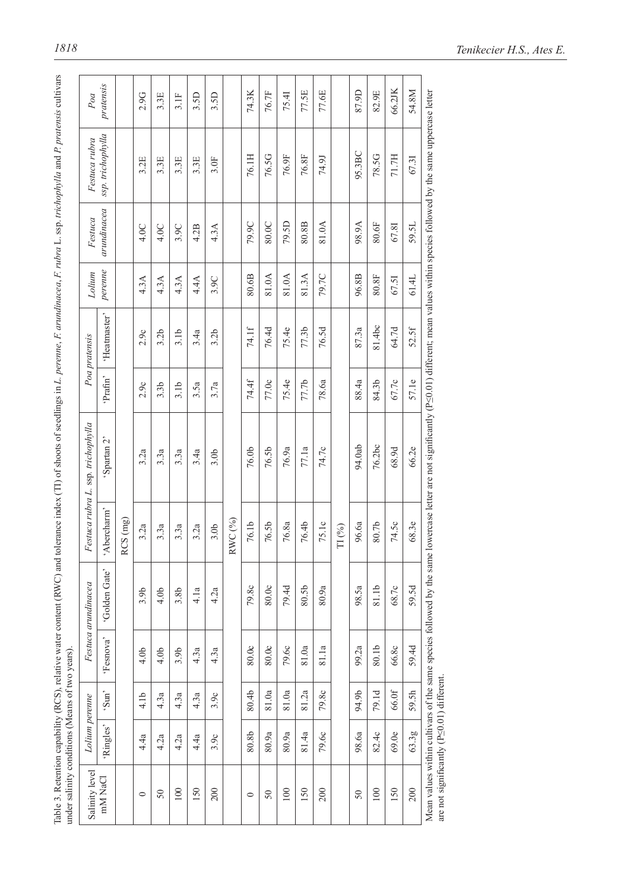Table 3. Retention capability (RCS), relative water content (RWC) and tolerance index (TI) of shoots of seedlings in *L. perenne*, *F. arundinacea*, *F. rubra* L. ssp. *trichophylla* and *P. pratensis* cultivars under salinity conditions (Means of two years).

| Salinity level mM NaCl | *Lolium perenne* | | *Festuca arundinacea* | | *Festuca rubra* L. ssp. *trichophylla* | | *Poa pratensis* | | *Lolium perenne* | *Festuca arundinacea* | *Festuca rubra* ssp. *trichophylla* | *Poa pratensis* |
|---|---|---|---|---|---|---|---|---|---|---|---|---|
| | 'Ringles' | 'Sun' | 'Fesnova' | 'Golden Gate' | 'Abercharm' | 'Spartan 2' | 'Prafin' | 'Heatmaster' | | | | |
| | | | | | RCS (mg) | | | | | | | |
| 0 | 4.4a | 4.1b | 4.0b | 3.9b | 3.2a | 3.2a | 2.9c | 2.9c | 4.3A | 4.0C | 3.2E | 2.9G |
| 50 | 4.2a | 4.3a | 4.0b | 4.0b | 3.3a | 3.3a | 3.3b | 3.2b | 4.3A | 4.0C | 3.3E | 3.3E |
| 100 | 4.2a | 4.3a | 3.9b | 3.8b | 3.3a | 3.3a | 3.1b | 3.1b | 4.3A | 3.9C | 3.3E | 3.1F |
| 150 | 4.4a | 4.3a | 4.3a | 4.1a | 3.2a | 3.4a | 3.5a | 3.4a | 4.4A | 4.2B | 3.3E | 3.5D |
| 200 | 3.9c | 3.9c | 4.3a | 4.2a | 3.0b | 3.0b | 3.7a | 3.2b | 3.9C | 4.3A | 3.0F | 3.5D |
| | | | | | RWC (%) | | | | | | | |
| 0 | 80.8b | 80.4b | 80.0c | 79.8c | 76.1b | 76.0b | 74.4f | 74.1f | 80.6B | 79.9C | 76.1H | 74.3K |
| 50 | 80.9a | 81.0a | 80.0c | 80.0c | 76.5b | 76.5b | 77.0c | 76.4d | 81.0A | 80.0C | 76.5G | 76.7F |
| 100 | 80.9a | 81.0a | 79.6c | 79.4d | 76.8a | 76.9a | 75.4e | 75.4e | 81.0A | 79.5D | 76.9F | 75.4I |
| 150 | 81.4a | 81.2a | 81.0a | 80.5b | 76.4b | 77.1a | 77.7b | 77.3b | 81.3A | 80.8B | 76.8F | 77.5E |
| 200 | 79.6c | 79.8c | 81.1a | 80.9a | 75.1c | 74.7c | 78.6a | 76.5d | 79.7C | 81.0A | 74.9J | 77.6E |
| | | | | | TI (%) | | | | | | | |
| 50 | 98.6a | 94.9b | 99.2a | 98.5a | 96.6a | 94.0ab | 88.4a | 87.3a | 96.8B | 98.9A | 95.3BC | 87.9D |
| 100 | 82.4c | 79.1d | 80.1b | 81.1b | 80.7b | 76.2bc | 84.3b | 81.4bc | 80.8F | 80.6F | 78.5G | 82.9E |
| 150 | 69.0e | 66.0f | 66.8c | 68.7c | 74.5c | 68.9d | 67.7c | 64.7d | 67.5I | 67.8I | 71.7H | 66.2JK |
| 200 | 63.3g | 59.5h | 59.4d | 59.5d | 68.3e | 66.2e | 57.1e | 52.5f | 61.4L | 59.5L | 67.3I | 54.8M |

Mean values within cultivars of the same species followed by the same lowercase letter are not significantly ($P \leq 0.01$) different; mean values within species followed by the same uppercase letter are not significantly ($P \leq 0.01$) different.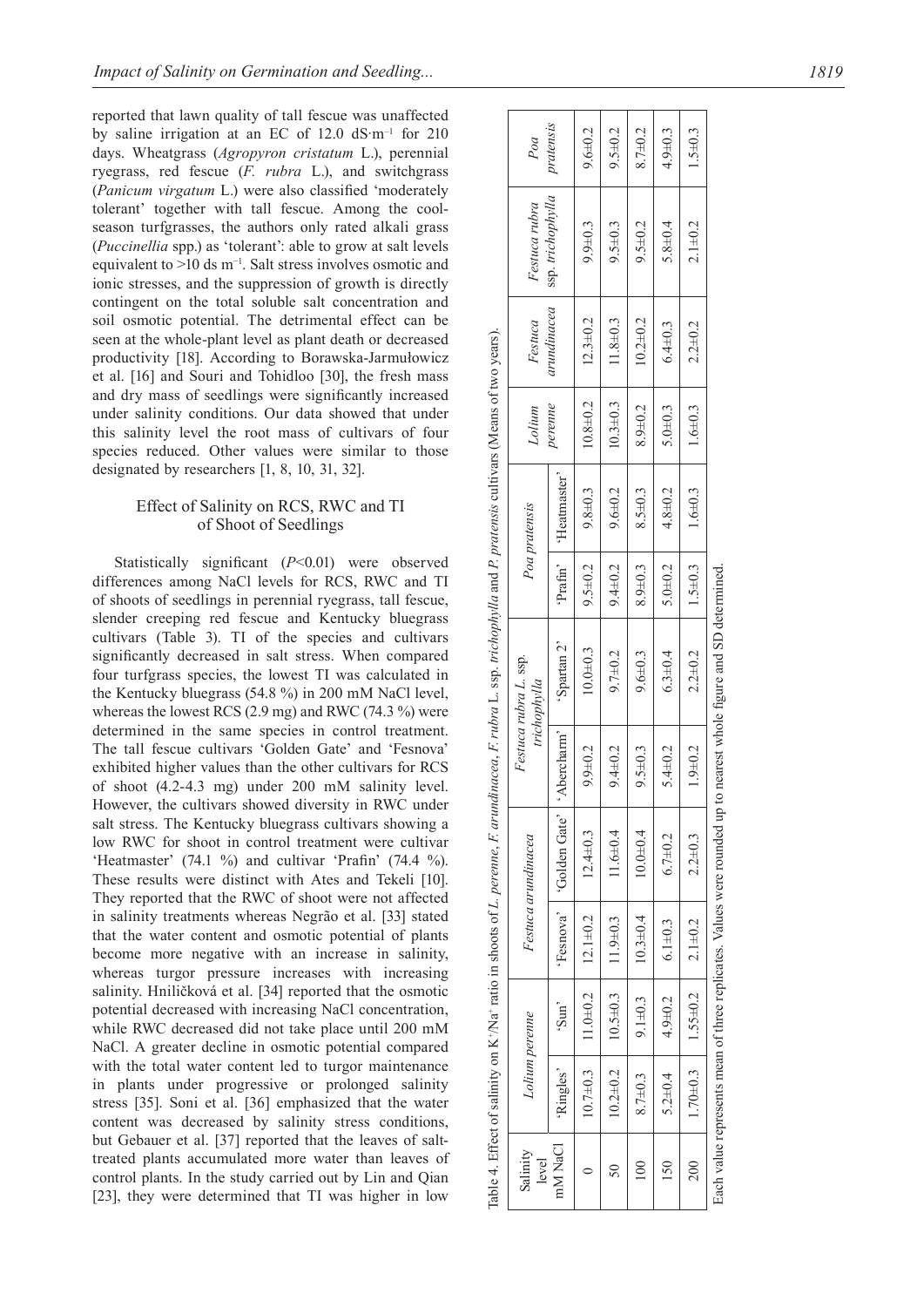reported that lawn quality of tall fescue was unaffected by saline irrigation at an EC of 12.0 dS·m$^{-1}$ for 210 days. Wheatgrass (*Agropyron cristatum* L.), perennial ryegrass, red fescue (*F. rubra* L.), and switchgrass (*Panicum virgatum* L.) were also classified 'moderately tolerant' together with tall fescue. Among the cool-season turfgrasses, the authors only rated alkali grass (*Puccinellia* spp.) as 'tolerant': able to grow at salt levels equivalent to >10 ds m$^{-1}$. Salt stress involves osmotic and ionic stresses, and the suppression of growth is directly contingent on the total soluble salt concentration and soil osmotic potential. The detrimental effect can be seen at the whole-plant level as plant death or decreased productivity [18]. According to Borawska-Jarmułowicz et al. [16] and Souri and Tohidloo [30], the fresh mass and dry mass of seedlings were significantly increased under salinity conditions. Our data showed that under this salinity level the root mass of cultivars of four species reduced. Other values were similar to those designated by researchers [1, 8, 10, 31, 32].

## Effect of Salinity on RCS, RWC and TI of Shoot of Seedlings

Statistically significant ($P$<0.01) were observed differences among NaCl levels for RCS, RWC and TI of shoots of seedlings in perennial ryegrass, tall fescue, slender creeping red fescue and Kentucky bluegrass cultivars (Table 3). TI of the species and cultivars significantly decreased in salt stress. When compared four turfgrass species, the lowest TI was calculated in the Kentucky bluegrass (54.8 %) in 200 mM NaCl level, whereas the lowest RCS (2.9 mg) and RWC (74.3 %) were determined in the same species in control treatment. The tall fescue cultivars 'Golden Gate' and 'Fesnova' exhibited higher values than the other cultivars for RCS of shoot (4.2-4.3 mg) under 200 mM salinity level. However, the cultivars showed diversity in RWC under salt stress. The Kentucky bluegrass cultivars showing a low RWC for shoot in control treatment were cultivar 'Heatmaster' (74.1 %) and cultivar 'Prafin' (74.4 %). These results were distinct with Ates and Tekeli [10]. They reported that the RWC of shoot were not affected in salinity treatments whereas Negrão et al. [33] stated that the water content and osmotic potential of plants become more negative with an increase in salinity, whereas turgor pressure increases with increasing salinity. Hniličková et al. [34] reported that the osmotic potential decreased with increasing NaCl concentration, while RWC decreased did not take place until 200 mM NaCl. A greater decline in osmotic potential compared with the total water content led to turgor maintenance in plants under progressive or prolonged salinity stress [35]. Soni et al. [36] emphasized that the water content was decreased by salinity stress conditions, but Gebauer et al. [37] reported that the leaves of salt-treated plants accumulated more water than leaves of control plants. In the study carried out by Lin and Qian [23], they were determined that TI was higher in low

Table 4. Effect of salinity on $K^+/Na^+$ ratio in shoots of *L. perenne*, *F. arundinacea*, *F. rubra* L. ssp. *trichophylla* and *P. pratensis* cultivars (Means of two years).

| Salinity level mM NaCl | *Lolium perenne* | | *Festuca arundinacea* | | *Festuca rubra L.* ssp. *trichophylla* | | *Poa pratensis* | | *Lolium perenne* | *Festuca arundinacea* | *Festuca rubra* ssp. *trichophylla* | *Poa pratensis* |
|---|---|---|---|---|---|---|---|---|---|---|---|---|
| | 'Ringles' | 'Sun' | 'Fesnova' | 'Golden Gate' | 'Abercharm' | 'Spartan 2' | 'Prafin' | 'Heatmaster' | | | | |
| 0 | 10.7±0.3 | 11.0±0.2 | 12.1±0.2 | 12.4±0.3 | 9.9±0.2 | 10.0±0.3 | 9.5±0.2 | 9.8±0.3 | 10.8±0.2 | 12.3±0.2 | 9.9±0.3 | 9.6±0.2 |
| 50 | 10.2±0.2 | 10.5±0.3 | 11.9±0.3 | 11.6±0.4 | 9.4±0.2 | 9.7±0.2 | 9.4±0.2 | 9.6±0.2 | 10.3±0.3 | 11.8±0.3 | 9.5±0.3 | 9.5±0.2 |
| 100 | 8.7±0.3 | 9.1±0.3 | 10.3±0.4 | 10.0±0.4 | 9.5±0.3 | 9.6±0.3 | 8.9±0.3 | 8.5±0.3 | 8.9±0.2 | 10.2±0.2 | 9.5±0.2 | 8.7±0.2 |
| 150 | 5.2±0.4 | 4.9±0.2 | 6.1±0.3 | 6.7±0.2 | 5.4±0.2 | 6.3±0.4 | 5.0±0.2 | 4.8±0.2 | 5.0±0.3 | 6.4±0.3 | 5.8±0.4 | 4.9±0.3 |
| 200 | 1.70±0.3 | 1.55±0.2 | 2.1±0.2 | 2.2±0.3 | 1.9±0.2 | 2.2±0.2 | 1.5±0.3 | 1.6±0.3 | 1.6±0.3 | 2.2±0.2 | 2.1±0.2 | 1.5±0.3 |

Each value represents mean of three replicates. Values were rounded up to nearest whole figure and SD determined.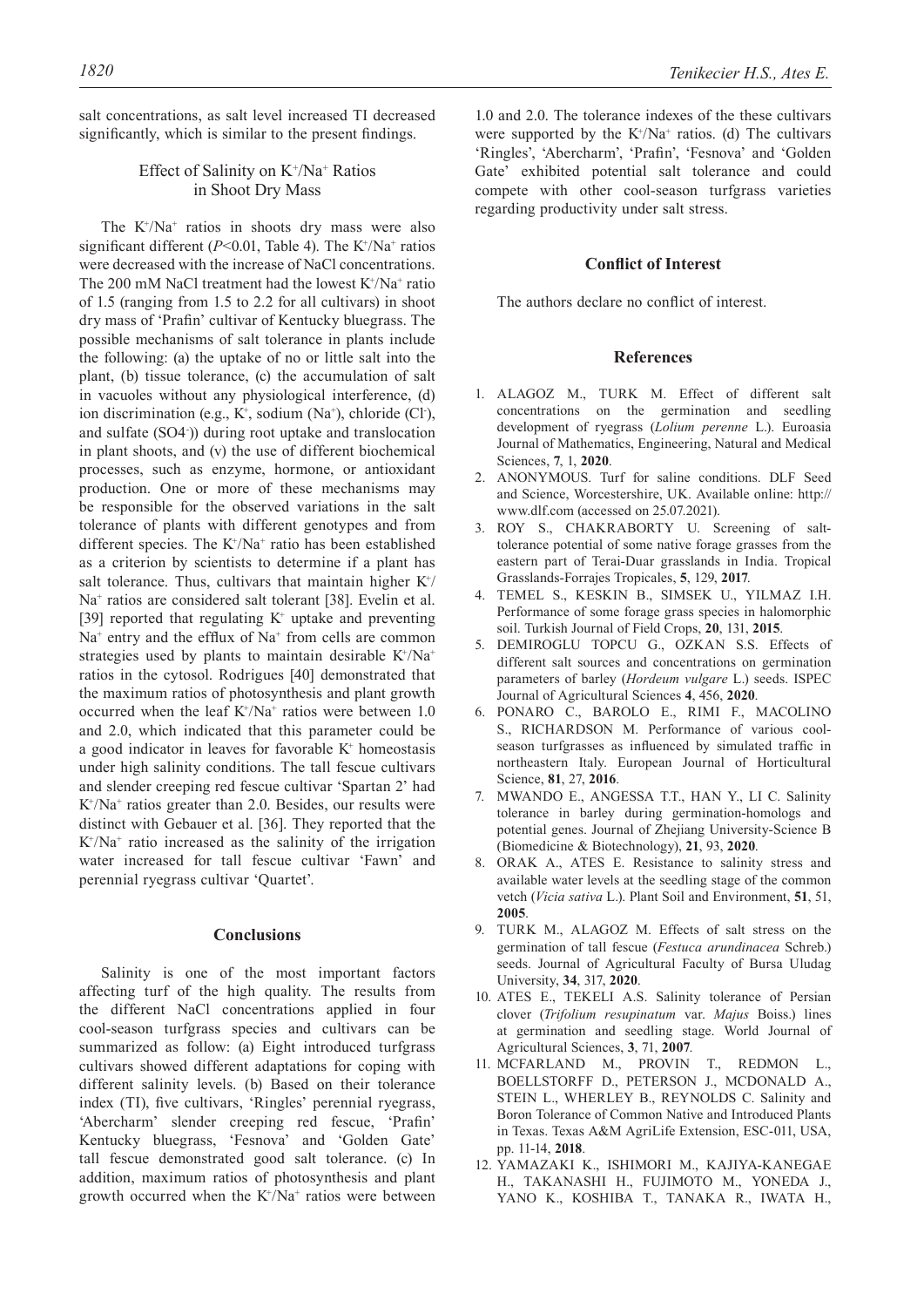salt concentrations, as salt level increased TI decreased significantly, which is similar to the present findings.

### Effect of Salinity on $K^+/Na^+$ Ratios in Shoot Dry Mass

The $K^+/Na^+$ ratios in shoots dry mass were also significant different ($P<0.01$, Table 4). The $K^+/Na^+$ ratios were decreased with the increase of NaCl concentrations. The 200 mM NaCl treatment had the lowest $K^+/Na^+$ ratio of 1.5 (ranging from 1.5 to 2.2 for all cultivars) in shoot dry mass of 'Prafin' cultivar of Kentucky bluegrass. The possible mechanisms of salt tolerance in plants include the following: (a) the uptake of no or little salt into the plant, (b) tissue tolerance, (c) the accumulation of salt in vacuoles without any physiological interference, (d) ion discrimination (e.g., $K^+$, sodium ($Na^+$), chloride ($Cl^-$), and sulfate ($SO4^-$)) during root uptake and translocation in plant shoots, and (v) the use of different biochemical processes, such as enzyme, hormone, or antioxidant production. One or more of these mechanisms may be responsible for the observed variations in the salt tolerance of plants with different genotypes and from different species. The $K^+/Na^+$ ratio has been established as a criterion by scientists to determine if a plant has salt tolerance. Thus, cultivars that maintain higher $K^+/Na^+$ ratios are considered salt tolerant [38]. Evelin et al. [39] reported that regulating $K^+$ uptake and preventing $Na^+$ entry and the efflux of $Na^+$ from cells are common strategies used by plants to maintain desirable $K^+/Na^+$ ratios in the cytosol. Rodrigues [40] demonstrated that the maximum ratios of photosynthesis and plant growth occurred when the leaf $K^+/Na^+$ ratios were between 1.0 and 2.0, which indicated that this parameter could be a good indicator in leaves for favorable $K^+$ homeostasis under high salinity conditions. The tall fescue cultivars and slender creeping red fescue cultivar 'Spartan 2' had $K^+/Na^+$ ratios greater than 2.0. Besides, our results were distinct with Gebauer et al. [36]. They reported that the $K^+/Na^+$ ratio increased as the salinity of the irrigation water increased for tall fescue cultivar 'Fawn' and perennial ryegrass cultivar 'Quartet'.

## Conclusions

Salinity is one of the most important factors affecting turf of the high quality. The results from the different NaCl concentrations applied in four cool-season turfgrass species and cultivars can be summarized as follow: (a) Eight introduced turfgrass cultivars showed different adaptations for coping with different salinity levels. (b) Based on their tolerance index (TI), five cultivars, 'Ringles' perennial ryegrass, 'Abercharm' slender creeping red fescue, 'Prafin' Kentucky bluegrass, 'Fesnova' and 'Golden Gate' tall fescue demonstrated good salt tolerance. (c) In addition, maximum ratios of photosynthesis and plant growth occurred when the $K^+/Na^+$ ratios were between 1.0 and 2.0. The tolerance indexes of the these cultivars were supported by the $K^+/Na^+$ ratios. (d) The cultivars 'Ringles', 'Abercharm', 'Prafin', 'Fesnova' and 'Golden Gate' exhibited potential salt tolerance and could compete with other cool-season turfgrass varieties regarding productivity under salt stress.

## Conflict of Interest

The authors declare no conflict of interest.

## References

1. ALAGOZ M., TURK M. Effect of different salt concentrations on the germination and seedling development of ryegrass (*Lolium perenne* L.). Euroasia Journal of Mathematics, Engineering, Natural and Medical Sciences, **7**, 1, **2020**.
2. ANONYMOUS. Turf for saline conditions. DLF Seed and Science, Worcestershire, UK. Available online: http://www.dlf.com (accessed on 25.07.2021).
3. ROY S., CHAKRABORTY U. Screening of salt-tolerance potential of some native forage grasses from the eastern part of Terai-Duar grasslands in India. Tropical Grasslands-Forrajes Tropicales, **5**, 129, **2017**.
4. TEMEL S., KESKIN B., SIMSEK U., YILMAZ I.H. Performance of some forage grass species in halomorphic soil. Turkish Journal of Field Crops, **20**, 131, **2015**.
5. DEMIROGLU TOPCU G., OZKAN S.S. Effects of different salt sources and concentrations on germination parameters of barley (*Hordeum vulgare* L.) seeds. ISPEC Journal of Agricultural Sciences **4**, 456, **2020**.
6. PONARO C., BAROLO E., RIMI F., MACOLINO S., RICHARDSON M. Performance of various cool-season turfgrasses as influenced by simulated traffic in northeastern Italy. European Journal of Horticultural Science, **81**, 27, **2016**.
7. MWANDO E., ANGESSA T.T., HAN Y., LI C. Salinity tolerance in barley during germination-homologs and potential genes. Journal of Zhejiang University-Science B (Biomedicine & Biotechnology), **21**, 93, **2020**.
8. ORAK A., ATES E. Resistance to salinity stress and available water levels at the seedling stage of the common vetch (*Vicia sativa* L.). Plant Soil and Environment, **51**, 51, **2005**.
9. TURK M., ALAGOZ M. Effects of salt stress on the germination of tall fescue (*Festuca arundinacea* Schreb.) seeds. Journal of Agricultural Faculty of Bursa Uludag University, **34**, 317, **2020**.
10. ATES E., TEKELI A.S. Salinity tolerance of Persian clover (*Trifolium resupinatum* var. *Majus* Boiss.) lines at germination and seedling stage. World Journal of Agricultural Sciences, **3**, 71, **2007**.
11. MCFARLAND M., PROVIN T., REDMON L., BOELLSTORFF D., PETERSON J., MCDONALD A., STEIN L., WHERLEY B., REYNOLDS C. Salinity and Boron Tolerance of Common Native and Introduced Plants in Texas. Texas A&M AgriLife Extension, ESC-011, USA, pp. 11-14, **2018**.
12. YAMAZAKI K., ISHIMORI M., KAJIYA-KANEGAE H., TAKANASHI H., FUJIMOTO M., YONEDA J., YANO K., KOSHIBA T., TANAKA R., IWATA H.,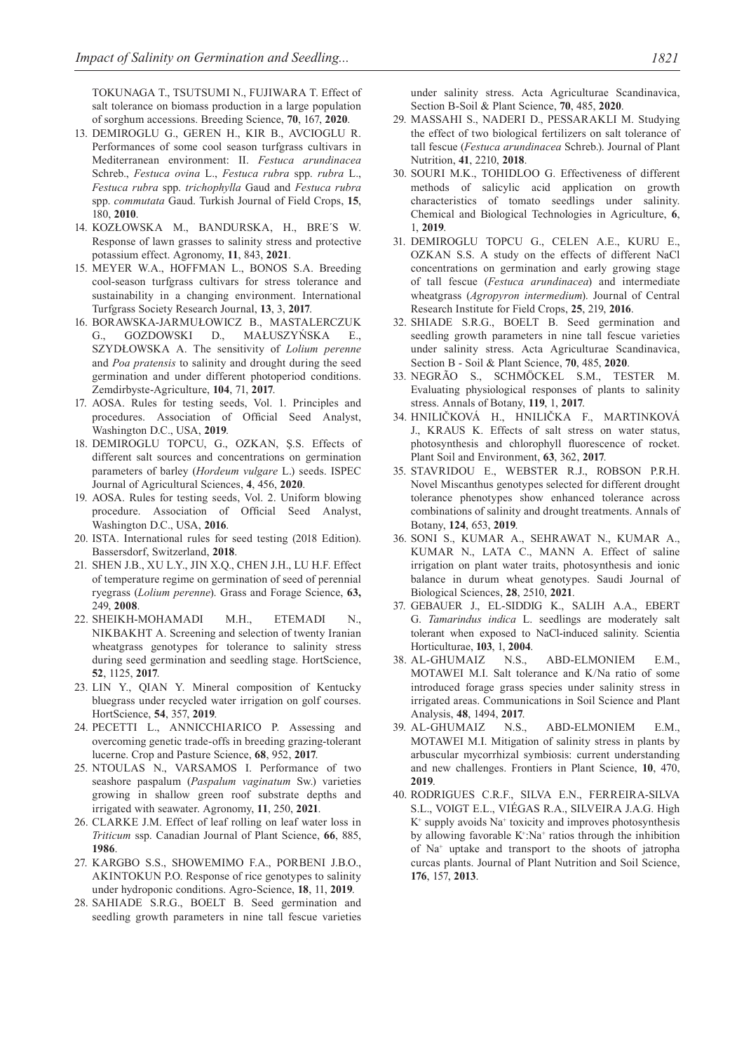TOKUNAGA T., TSUTSUMI N., FUJIWARA T. Effect of salt tolerance on biomass production in a large population of sorghum accessions. Breeding Science, **70**, 167, **2020**.

13. DEMIROGLU G., GEREN H., KIR B., AVCIOGLU R. Performances of some cool season turfgrass cultivars in Mediterranean environment: II. *Festuca arundinacea* Schreb., *Festuca ovina* L., *Festuca rubra* spp. *rubra* L., *Festuca rubra* spp. *trichophylla* Gaud and *Festuca rubra* spp. *commutata* Gaud. Turkish Journal of Field Crops, **15**, 180, **2010**.
14. KOZŁOWSKA M., BANDURSKA, H., BRE´S W. Response of lawn grasses to salinity stress and protective potassium effect. Agronomy, **11**, 843, **2021**.
15. MEYER W.A., HOFFMAN L., BONOS S.A. Breeding cool-season turfgrass cultivars for stress tolerance and sustainability in a changing environment. International Turfgrass Society Research Journal, **13**, 3, **2017**.
16. BORAWSKA-JARMUŁOWICZ B., MASTALERCZUK G., GOZDOWSKI D., MAŁUSZYŃSKA E., SZYDŁOWSKA A. The sensitivity of *Lolium perenne* and *Poa pratensis* to salinity and drought during the seed germination and under different photoperiod conditions. Zemdirbyste-Agriculture, **104**, 71, **2017**.
17. AOSA. Rules for testing seeds, Vol. 1. Principles and procedures. Association of Official Seed Analyst, Washington D.C., USA, **2019**.
18. DEMIROGLU TOPCU, G., OZKAN, Ş.S. Effects of different salt sources and concentrations on germination parameters of barley (*Hordeum vulgare* L.) seeds. ISPEC Journal of Agricultural Sciences, **4**, 456, **2020**.
19. AOSA. Rules for testing seeds, Vol. 2. Uniform blowing procedure. Association of Official Seed Analyst, Washington D.C., USA, **2016**.
20. ISTA. International rules for seed testing (2018 Edition). Bassersdorf, Switzerland, **2018**.
21. SHEN J.B., XU L.Y., JIN X.Q., CHEN J.H., LU H.F. Effect of temperature regime on germination of seed of perennial ryegrass (*Lolium perenne*). Grass and Forage Science, **63,** 249, **2008**.
22. SHEIKH-MOHAMADI M.H., ETEMADI N., NIKBAKHT A. Screening and selection of twenty Iranian wheatgrass genotypes for tolerance to salinity stress during seed germination and seedling stage. HortScience, **52**, 1125, **2017**.
23. LIN Y., QIAN Y. Mineral composition of Kentucky bluegrass under recycled water irrigation on golf courses. HortScience, **54**, 357, **2019**.
24. PECETTI L., ANNICCHIARICO P. Assessing and overcoming genetic trade-offs in breeding grazing-tolerant lucerne. Crop and Pasture Science, **68**, 952, **2017**.
25. NTOULAS N., VARSAMOS I. Performance of two seashore paspalum (*Paspalum vaginatum* Sw.) varieties growing in shallow green roof substrate depths and irrigated with seawater. Agronomy, **11**, 250, **2021**.
26. CLARKE J.M. Effect of leaf rolling on leaf water loss in *Triticum* ssp. Canadian Journal of Plant Science, **66**, 885, **1986**.
27. KARGBO S.S., SHOWEMIMO F.A., PORBENI J.B.O., AKINTOKUN P.O. Response of rice genotypes to salinity under hydroponic conditions. Agro-Science, **18**, 11, **2019**.
28. SAHIADE S.R.G., BOELT B. Seed germination and seedling growth parameters in nine tall fescue varieties under salinity stress. Acta Agriculturae Scandinavica, Section B-Soil & Plant Science, **70**, 485, **2020**.
29. MASSAHI S., NADERI D., PESSARAKLI M. Studying the effect of two biological fertilizers on salt tolerance of tall fescue (*Festuca arundinacea* Schreb.). Journal of Plant Nutrition, **41**, 2210, **2018**.
30. SOURI M.K., TOHIDLOO G. Effectiveness of different methods of salicylic acid application on growth characteristics of tomato seedlings under salinity. Chemical and Biological Technologies in Agriculture, **6**, 1, **2019**.
31. DEMIROGLU TOPCU G., CELEN A.E., KURU E., OZKAN S.S. A study on the effects of different NaCl concentrations on germination and early growing stage of tall fescue (*Festuca arundinacea*) and intermediate wheatgrass (*Agropyron intermedium*). Journal of Central Research Institute for Field Crops, **25**, 219, **2016**.
32. SHIADE S.R.G., BOELT B. Seed germination and seedling growth parameters in nine tall fescue varieties under salinity stress. Acta Agriculturae Scandinavica, Section B - Soil & Plant Science, **70**, 485, **2020**.
33. NEGRÃO S., SCHMÖCKEL S.M., TESTER M. Evaluating physiological responses of plants to salinity stress. Annals of Botany, **119**, 1, **2017**.
34. HNILIČKOVÁ H., HNILIČKA F., MARTINKOVÁ J., KRAUS K. Effects of salt stress on water status, photosynthesis and chlorophyll fluorescence of rocket. Plant Soil and Environment, **63**, 362, **2017**.
35. STAVRIDOU E., WEBSTER R.J., ROBSON P.R.H. Novel Miscanthus genotypes selected for different drought tolerance phenotypes show enhanced tolerance across combinations of salinity and drought treatments. Annals of Botany, **124**, 653, **2019**.
36. SONI S., KUMAR A., SEHRAWAT N., KUMAR A., KUMAR N., LATA C., MANN A. Effect of saline irrigation on plant water traits, photosynthesis and ionic balance in durum wheat genotypes. Saudi Journal of Biological Sciences, **28**, 2510, **2021**.
37. GEBAUER J., EL-SIDDIG K., SALIH A.A., EBERT G. *Tamarindus indica* L. seedlings are moderately salt tolerant when exposed to NaCl-induced salinity. Scientia Horticulturae, **103**, 1, **2004**.
38. AL-GHUMAIZ N.S., ABD-ELMONIEM E.M., MOTAWEI M.I. Salt tolerance and K/Na ratio of some introduced forage grass species under salinity stress in irrigated areas. Communications in Soil Science and Plant Analysis, **48**, 1494, **2017**.
39. AL-GHUMAIZ N.S., ABD-ELMONIEM E.M., MOTAWEI M.I. Mitigation of salinity stress in plants by arbuscular mycorrhizal symbiosis: current understanding and new challenges. Frontiers in Plant Science, **10**, 470, **2019**.
40. RODRIGUES C.R.F., SILVA E.N., FERREIRA-SILVA S.L., VOIGT E.L., VIÉGAS R.A., SILVEIRA J.A.G. High $K^+$ supply avoids $Na^+$ toxicity and improves photosynthesis by allowing favorable $K^+$:$Na^+$ ratios through the inhibition of $Na^+$ uptake and transport to the shoots of jatropha curcas plants. Journal of Plant Nutrition and Soil Science, **176**, 157, **2013**.